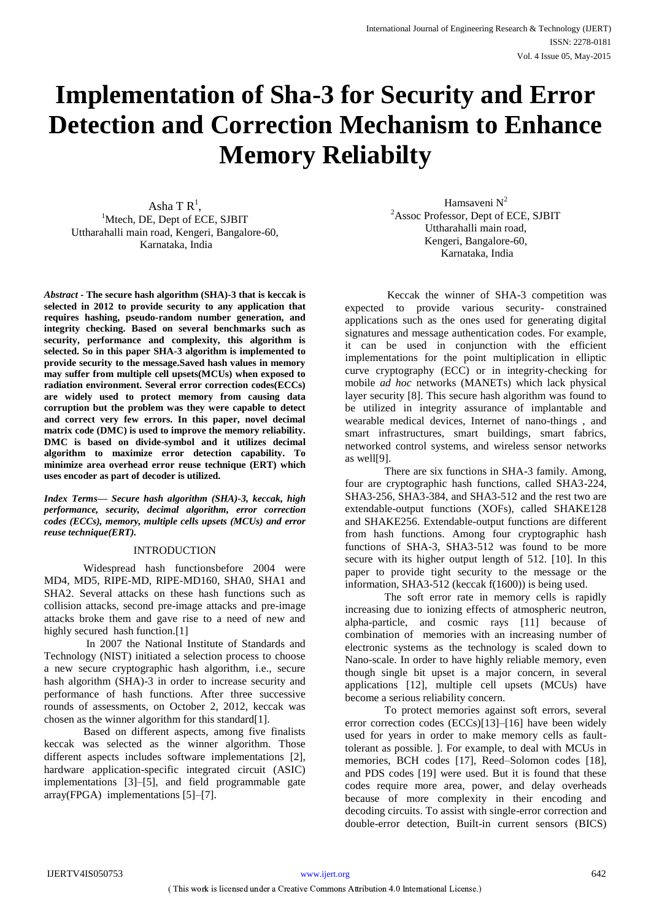# Implementation of Sha-3 for Security and Error Detection and Correction Mechanism to Enhance Memory Reliabilty

Asha T R[1],
[1]Mtech, DE, Dept of ECE, SJBIT
Uttharahalli main road, Kengeri, Bangalore-60,
Karnataka, India

Hamsaveni N[2]
[2]Assoc Professor, Dept of ECE, SJBIT
Uttharahalli main road,
Kengeri, Bangalore-60,
Karnataka, India

***Abstract* - The secure hash algorithm (SHA)-3 that is keccak is selected in 2012 to provide security to any application that requires hashing, pseudo-random number generation, and integrity checking. Based on several benchmarks such as security, performance and complexity, this algorithm is selected. So in this paper SHA-3 algorithm is implemented to provide security to the message.Saved hash values in memory may suffer from multiple cell upsets(MCUs) when exposed to radiation environment. Several error correction codes(ECCs) are widely used to protect memory from causing data corruption but the problem was they were capable to detect and correct very few errors. In this paper, novel decimal matrix code (DMC) is used to improve the memory reliability. DMC is based on divide-symbol and it utilizes decimal algorithm to maximize error detection capability. To minimize area overhead error reuse technique (ERT) which uses encoder as part of decoder is utilized.**

***Index Terms— Secure hash algorithm (SHA)-3, keccak, high performance, security, decimal algorithm, error correction codes (ECCs), memory, multiple cells upsets (MCUs) and error reuse technique(ERT).***

## INTRODUCTION

Widespread hash functionsbefore 2004 were MD4, MD5, RIPE-MD, RIPE-MD160, SHA0, SHA1 and SHA2. Several attacks on these hash functions such as collision attacks, second pre-image attacks and pre-image attacks broke them and gave rise to a need of new and highly secured hash function.[1]

In 2007 the National Institute of Standards and Technology (NIST) initiated a selection process to choose a new secure cryptographic hash algorithm, i.e., secure hash algorithm (SHA)-3 in order to increase security and performance of hash functions. After three successive rounds of assessments, on October 2, 2012, keccak was chosen as the winner algorithm for this standard[1].

Based on different aspects, among five finalists keccak was selected as the winner algorithm. Those different aspects includes software implementations [2], hardware application-specific integrated circuit (ASIC) implementations [3]–[5], and field programmable gate array(FPGA) implementations [5]–[7].

Keccak the winner of SHA-3 competition was expected to provide various security- constrained applications such as the ones used for generating digital signatures and message authentication codes. For example, it can be used in conjunction with the efficient implementations for the point multiplication in elliptic curve cryptography (ECC) or in integrity-checking for mobile *ad hoc* networks (MANETs) which lack physical layer security [8]. This secure hash algorithm was found to be utilized in integrity assurance of implantable and wearable medical devices, Internet of nano-things , and smart infrastructures, smart buildings, smart fabrics, networked control systems, and wireless sensor networks as well[9].

There are six functions in SHA-3 family. Among, four are cryptographic hash functions, called SHA3-224, SHA3-256, SHA3-384, and SHA3-512 and the rest two are extendable-output functions (XOFs), called SHAKE128 and SHAKE256. Extendable-output functions are different from hash functions. Among four cryptographic hash functions of SHA-3, SHA3-512 was found to be more secure with its higher output length of 512. [10]. In this paper to provide tight security to the message or the information, SHA3-512 (keccak f(1600)) is being used.

The soft error rate in memory cells is rapidly increasing due to ionizing effects of atmospheric neutron, alpha-particle, and cosmic rays [11] because of combination of memories with an increasing number of electronic systems as the technology is scaled down to Nano-scale. In order to have highly reliable memory, even though single bit upset is a major concern, in several applications [12], multiple cell upsets (MCUs) have become a serious reliability concern.

To protect memories against soft errors, several error correction codes (ECCs)[13]–[16] have been widely used for years in order to make memory cells as fault-tolerant as possible. ]. For example, to deal with MCUs in memories, BCH codes [17], Reed–Solomon codes [18], and PDS codes [19] were used. But it is found that these codes require more area, power, and delay overheads because of more complexity in their encoding and decoding circuits. To assist with single-error correction and double-error detection, Built-in current sensors (BICS)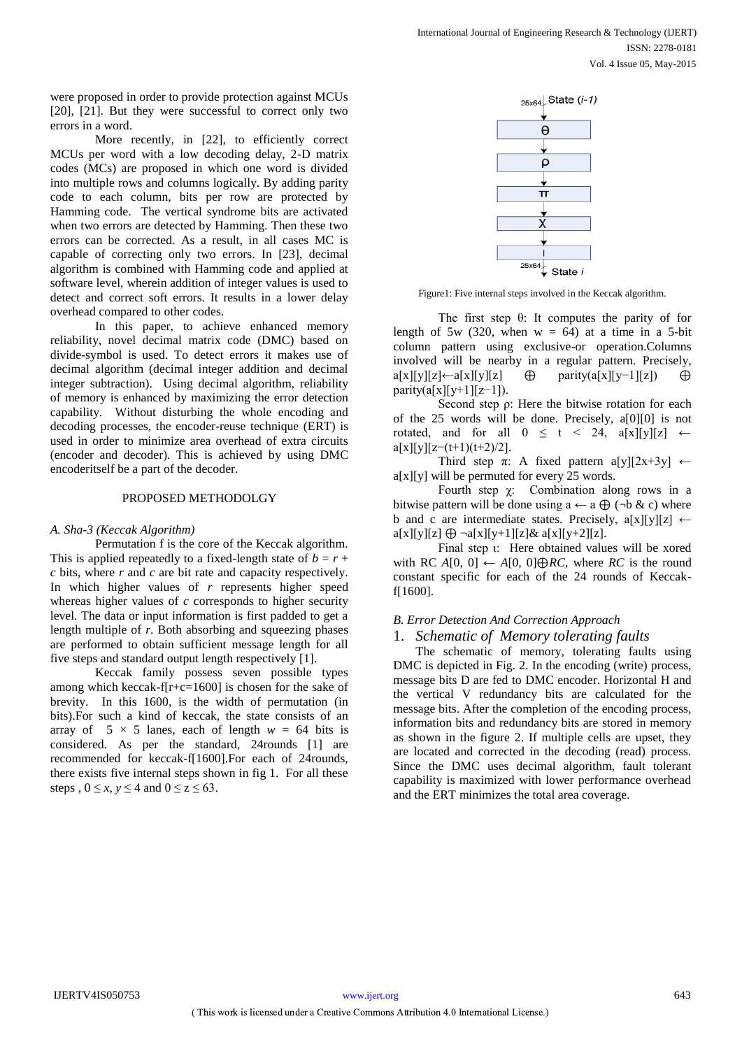were proposed in order to provide protection against MCUs [20], [21]. But they were successful to correct only two errors in a word.

More recently, in [22], to efficiently correct MCUs per word with a low decoding delay, 2-D matrix codes (MCs) are proposed in which one word is divided into multiple rows and columns logically. By adding parity code to each column, bits per row are protected by Hamming code. The vertical syndrome bits are activated when two errors are detected by Hamming. Then these two errors can be corrected. As a result, in all cases MC is capable of correcting only two errors. In [23], decimal algorithm is combined with Hamming code and applied at software level, wherein addition of integer values is used to detect and correct soft errors. It results in a lower delay overhead compared to other codes.

In this paper, to achieve enhanced memory reliability, novel decimal matrix code (DMC) based on divide-symbol is used. To detect errors it makes use of decimal algorithm (decimal integer addition and decimal integer subtraction). Using decimal algorithm, reliability of memory is enhanced by maximizing the error detection capability. Without disturbing the whole encoding and decoding processes, the encoder-reuse technique (ERT) is used in order to minimize area overhead of extra circuits (encoder and decoder). This is achieved by using DMC encoderitself be a part of the decoder.

## PROPOSED METHODOLOGY

### *A. Sha-3 (Keccak Algorithm)*

Permutation f is the core of the Keccak algorithm. This is applied repeatedly to a fixed-length state of $b = r + c$ bits, where $r$ and $c$ are bit rate and capacity respectively. In which higher values of $r$ represents higher speed whereas higher values of $c$ corresponds to higher security level. The data or input information is first padded to get a length multiple of $r$. Both absorbing and squeezing phases are performed to obtain sufficient message length for all five steps and standard output length respectively [1].

Keccak family possess seven possible types among which keccak-f[r+c=1600] is chosen for the sake of brevity. In this 1600, is the width of permutation (in bits).For such a kind of keccak, the state consists of an array of $5 \times 5$ lanes, each of length $w = 64$ bits is considered. As per the standard, 24rounds [1] are recommended for keccak-f[1600].For each of 24rounds, there exists five internal steps shown in fig 1. For all these steps , $0 \leq x, y \leq 4$ and $0 \leq z \leq 63$.

Figure1: Five internal steps involved in the Keccak algorithm.

The first step θ: It computes the parity of for length of 5w (320, when w = 64) at a time in a 5-bit column pattern using exclusive-or operation.Columns involved will be nearby in a regular pattern. Precisely, $a[x][y][z] \leftarrow a[x][y][z] \oplus \text{parity}(a[x][y-1][z]) \oplus \text{parity}(a[x][y+1][z-1])$.

Second step ρ: Here the bitwise rotation for each of the 25 words will be done. Precisely, a[0][0] is not rotated, and for all $0 \leq t < 24$, $a[x][y][z] \leftarrow a[x][y][z-(t+1)(t+2)/2]$.

Third step π: A fixed pattern $a[y][2x+3y] \leftarrow a[x][y]$ will be permuted for every 25 words.

Fourth step χ: Combination along rows in a bitwise pattern will be done using $a \leftarrow a \oplus (\neg b \,\&\, c)$ where b and c are intermediate states. Precisely, $a[x][y][z] \leftarrow a[x][y][z] \oplus \neg a[x][y+1][z] \,\&\, a[x][y+2][z]$.

Final step ι: Here obtained values will be xored with RC $A[0, 0] \leftarrow A[0, 0] \oplus RC$, where $RC$ is the round constant specific for each of the 24 rounds of Keccak-f[1600].

### *B. Error Detection And Correction Approach*

#### 1. *Schematic of Memory tolerating faults*

The schematic of memory, tolerating faults using DMC is depicted in Fig. 2. In the encoding (write) process, message bits D are fed to DMC encoder. Horizontal H and the vertical V redundancy bits are calculated for the message bits. After the completion of the encoding process, information bits and redundancy bits are stored in memory as shown in the figure 2. If multiple cells are upset, they are located and corrected in the decoding (read) process. Since the DMC uses decimal algorithm, fault tolerant capability is maximized with lower performance overhead and the ERT minimizes the total area coverage.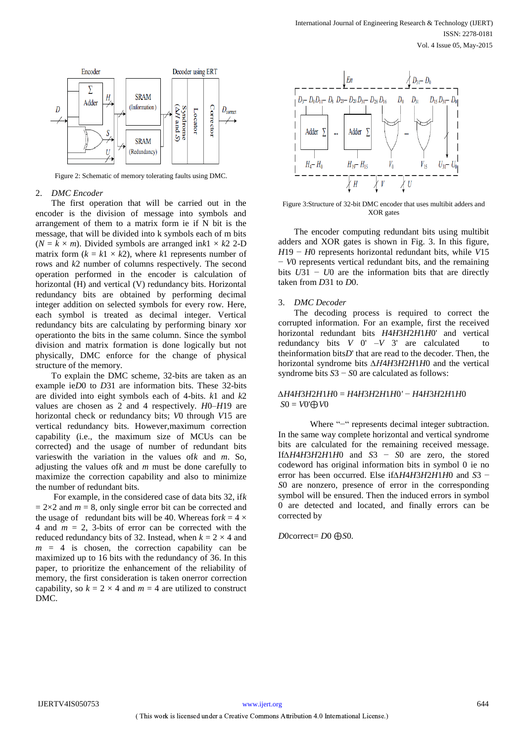Figure 2: Schematic of memory tolerating faults using DMC.

2. *DMC Encoder*

The first operation that will be carried out in the encoder is the division of message into symbols and arrangement of them to a matrix form ie if N bit is the message, that will be divided into k symbols each of m bits ($N = k \times m$). Divided symbols are arranged in$k1 \times k2$ 2-D matrix form ($k = k1 \times k2$), where $k1$ represents number of rows and $k2$ number of columns respectively. The second operation performed in the encoder is calculation of horizontal (H) and vertical (V) redundancy bits. Horizontal redundancy bits are obtained by performing decimal integer addition on selected symbols for every row. Here, each symbol is treated as decimal integer. Vertical redundancy bits are calculating by performing binary xor operationto the bits in the same column. Since the symbol division and matrix formation is done logically but not physically, DMC enforce for the change of physical structure of the memory.

To explain the DMC scheme, 32-bits are taken as an example ie$D0$ to $D31$ are information bits. These 32-bits are divided into eight symbols each of 4-bits. $k1$ and $k2$ values are chosen as 2 and 4 respectively. $H0$–$H19$ are horizontal check or redundancy bits; $V0$ through $V15$ are vertical redundancy bits. However,maximum correction capability (i.e., the maximum size of MCUs can be corrected) and the usage of number of redundant bits varieswith the variation in the values of$k$ and $m$. So, adjusting the values of$k$ and $m$ must be done carefully to maximize the correction capability and also to minimize the number of redundant bits.

For example, in the considered case of data bits 32, if$k = 2{\times}2$ and $m = 8$, only single error bit can be corrected and the usage of redundant bits will be 40. Whereas for$k = 4 \times 4$ and $m = 2$, 3-bits of error can be corrected with the reduced redundancy bits of 32. Instead, when $k = 2 \times 4$ and $m = 4$ is chosen, the correction capability can be maximized up to 16 bits with the redundancy of 36. In this paper, to prioritize the enhancement of the reliability of memory, the first consideration is taken onerror correction capability, so $k = 2 \times 4$ and $m = 4$ are utilized to construct DMC.

Figure 3:Structure of 32-bit DMC encoder that uses multibit adders and XOR gates

The encoder computing redundant bits using multibit adders and XOR gates is shown in Fig. 3. In this figure, $H19 - H0$ represents horizontal redundant bits, while $V15 - V0$ represents vertical redundant bits, and the remaining bits $U31 - U0$ are the information bits that are directly taken from $D31$ to $D0$.

3. *DMC Decoder*

The decoding process is required to correct the corrupted information. For an example, first the received horizontal redundant bits $H4H3H2H1H0'$ and vertical redundancy bits $V\ 0' - V\ 3'$ are calculated to theinformation bits$D'$ that are read to the decoder. Then, the horizontal syndrome bits $\Delta H4H3H2H1H0$ and the vertical syndrome bits $S3 - S0$ are calculated as follows:

$$\Delta H4H3H2H1H0 = H4H3H2H1H0' - H4H3H2H1H0$$

$$S0 = V0' \oplus V0$$

Where "−" represents decimal integer subtraction. In the same way complete horizontal and vertical syndrome bits are calculated for the remaining received message. If$\Delta H4H3H2H1H0$ and $S3 - S0$ are zero, the stored codeword has original information bits in symbol 0 ie no error has been occurred. Else if$\Delta H4H3H2H1H0$ and $S3 - S0$ are nonzero, presence of error in the corresponding symbol will be ensured. Then the induced errors in symbol 0 are detected and located, and finally errors can be corrected by

$$D0correct = D0 \oplus S0.$$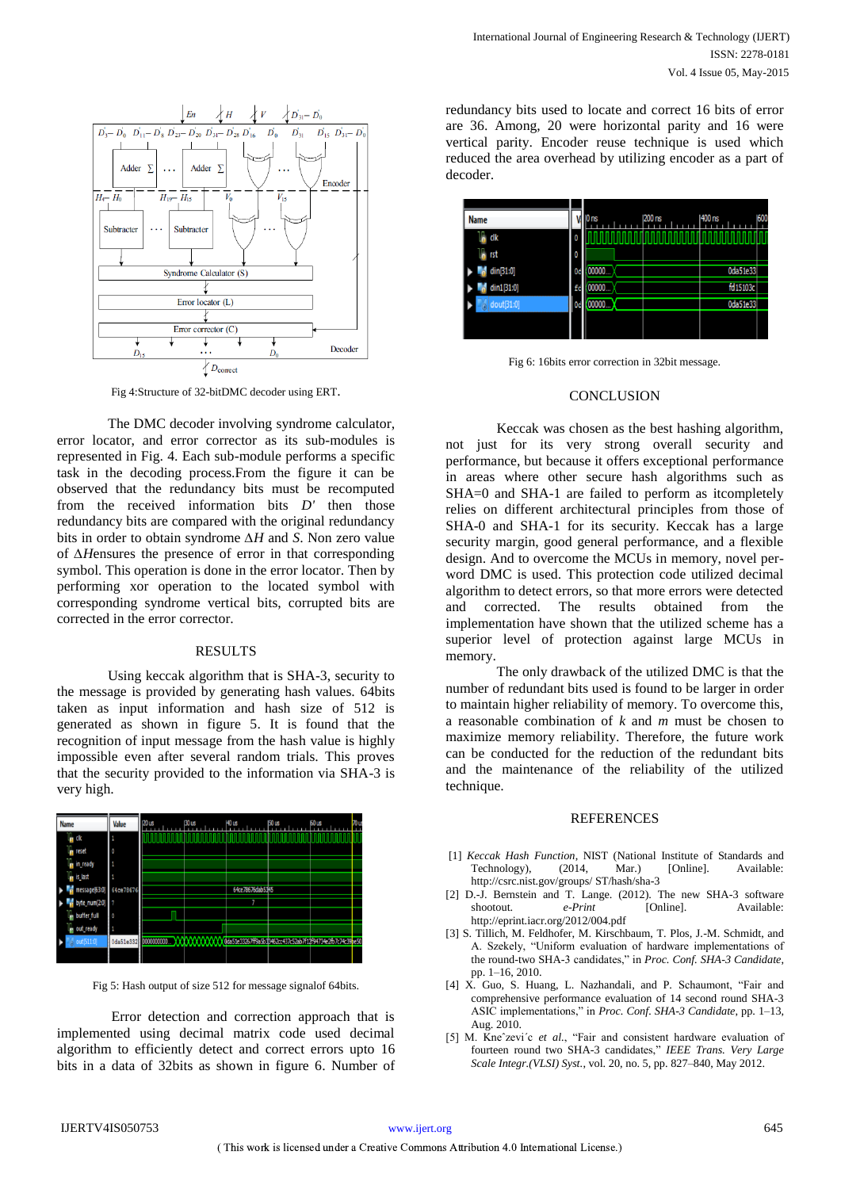Fig 4:Structure of 32-bitDMC decoder using ERT.

The DMC decoder involving syndrome calculator, error locator, and error corrector as its sub-modules is represented in Fig. 4. Each sub-module performs a specific task in the decoding process.From the figure it can be observed that the redundancy bits must be recomputed from the received information bits $D'$ then those redundancy bits are compared with the original redundancy bits in order to obtain syndrome $\Delta H$ and $S$. Non zero value of $\Delta H$ensures the presence of error in that corresponding symbol. This operation is done in the error locator. Then by performing xor operation to the located symbol with corresponding syndrome vertical bits, corrupted bits are corrected in the error corrector.

## RESULTS

Using keccak algorithm that is SHA-3, security to the message is provided by generating hash values. 64bits taken as input information and hash size of 512 is generated as shown in figure 5. It is found that the recognition of input message from the hash value is highly impossible even after several random trials. This proves that the security provided to the information via SHA-3 is very high.

Fig 5: Hash output of size 512 for message signalof 64bits.

Error detection and correction approach that is implemented using decimal matrix code used decimal algorithm to efficiently detect and correct errors upto 16 bits in a data of 32bits as shown in figure 6. Number of redundancy bits used to locate and correct 16 bits of error are 36. Among, 20 were horizontal parity and 16 were vertical parity. Encoder reuse technique is used which reduced the area overhead by utilizing encoder as a part of decoder.

Fig 6: 16bits error correction in 32bit message.

## CONCLUSION

Keccak was chosen as the best hashing algorithm, not just for its very strong overall security and performance, but because it offers exceptional performance in areas where other secure hash algorithms such as SHA=0 and SHA-1 are failed to perform as itcompletely relies on different architectural principles from those of SHA-0 and SHA-1 for its security. Keccak has a large security margin, good general performance, and a flexible design. And to overcome the MCUs in memory, novel per-word DMC is used. This protection code utilized decimal algorithm to detect errors, so that more errors were detected and corrected. The results obtained from the implementation have shown that the utilized scheme has a superior level of protection against large MCUs in memory.

The only drawback of the utilized DMC is that the number of redundant bits used is found to be larger in order to maintain higher reliability of memory. To overcome this, a reasonable combination of $k$ and $m$ must be chosen to maximize memory reliability. Therefore, the future work can be conducted for the reduction of the redundant bits and the maintenance of the reliability of the utilized technique.

## REFERENCES

[1] *Keccak Hash Function*, NIST (National Institute of Standards and Technology), (2014, Mar.) [Online]. Available: http://csrc.nist.gov/groups/ ST/hash/sha-3

[2] D.-J. Bernstein and T. Lange. (2012). The new SHA-3 software shootout. *e-Print* [Online]. Available: http://eprint.iacr.org/2012/004.pdf

[3] S. Tillich, M. Feldhofer, M. Kirschbaum, T. Plos, J.-M. Schmidt, and A. Szekely, "Uniform evaluation of hardware implementations of the round-two SHA-3 candidates," in *Proc. Conf. SHA-3 Candidate*, pp. 1–16, 2010.

[4] X. Guo, S. Huang, L. Nazhandali, and P. Schaumont, "Fair and comprehensive performance evaluation of 14 second round SHA-3 ASIC implementations," in *Proc. Conf. SHA-3 Candidate*, pp. 1–13, Aug. 2010.

[5] M. Kneˇzevi´c *et al.*, "Fair and consistent hardware evaluation of fourteen round two SHA-3 candidates," *IEEE Trans. Very Large Scale Integr.(VLSI) Syst.*, vol. 20, no. 5, pp. 827–840, May 2012.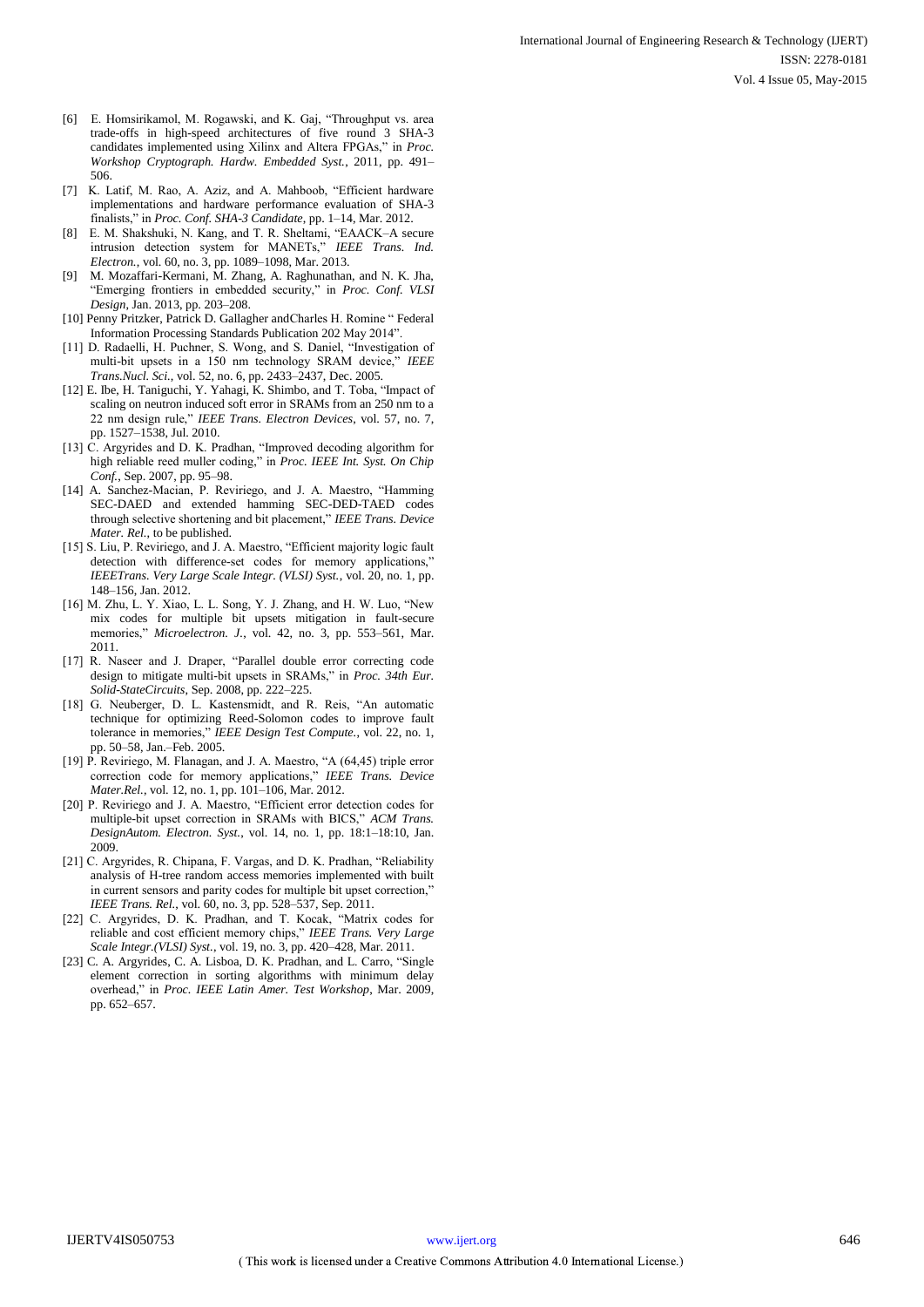[6] E. Homsirikamol, M. Rogawski, and K. Gaj, "Throughput vs. area trade-offs in high-speed architectures of five round 3 SHA-3 candidates implemented using Xilinx and Altera FPGAs," in *Proc. Workshop Cryptograph. Hardw. Embedded Syst.*, 2011, pp. 491–506.

[7] K. Latif, M. Rao, A. Aziz, and A. Mahboob, "Efficient hardware implementations and hardware performance evaluation of SHA-3 finalists," in *Proc. Conf. SHA-3 Candidate*, pp. 1–14, Mar. 2012.

[8] E. M. Shakshuki, N. Kang, and T. R. Sheltami, "EAACK–A secure intrusion detection system for MANETs," *IEEE Trans. Ind. Electron.*, vol. 60, no. 3, pp. 1089–1098, Mar. 2013.

[9] M. Mozaffari-Kermani, M. Zhang, A. Raghunathan, and N. K. Jha, "Emerging frontiers in embedded security," in *Proc. Conf. VLSI Design*, Jan. 2013, pp. 203–208.

[10] Penny Pritzker, Patrick D. Gallagher andCharles H. Romine " Federal Information Processing Standards Publication 202 May 2014".

[11] D. Radaelli, H. Puchner, S. Wong, and S. Daniel, "Investigation of multi-bit upsets in a 150 nm technology SRAM device," *IEEE Trans.Nucl. Sci.*, vol. 52, no. 6, pp. 2433–2437, Dec. 2005.

[12] E. Ibe, H. Taniguchi, Y. Yahagi, K. Shimbo, and T. Toba, "Impact of scaling on neutron induced soft error in SRAMs from an 250 nm to a 22 nm design rule," *IEEE Trans. Electron Devices*, vol. 57, no. 7, pp. 1527–1538, Jul. 2010.

[13] C. Argyrides and D. K. Pradhan, "Improved decoding algorithm for high reliable reed muller coding," in *Proc. IEEE Int. Syst. On Chip Conf.*, Sep. 2007, pp. 95–98.

[14] A. Sanchez-Macian, P. Reviriego, and J. A. Maestro, "Hamming SEC-DAED and extended hamming SEC-DED-TAED codes through selective shortening and bit placement," *IEEE Trans. Device Mater. Rel.*, to be published.

[15] S. Liu, P. Reviriego, and J. A. Maestro, "Efficient majority logic fault detection with difference-set codes for memory applications," *IEEETrans. Very Large Scale Integr. (VLSI) Syst.*, vol. 20, no. 1, pp. 148–156, Jan. 2012.

[16] M. Zhu, L. Y. Xiao, L. L. Song, Y. J. Zhang, and H. W. Luo, "New mix codes for multiple bit upsets mitigation in fault-secure memories," *Microelectron. J.*, vol. 42, no. 3, pp. 553–561, Mar. 2011.

[17] R. Naseer and J. Draper, "Parallel double error correcting code design to mitigate multi-bit upsets in SRAMs," in *Proc. 34th Eur. Solid-StateCircuits*, Sep. 2008, pp. 222–225.

[18] G. Neuberger, D. L. Kastensmidt, and R. Reis, "An automatic technique for optimizing Reed-Solomon codes to improve fault tolerance in memories," *IEEE Design Test Compute.*, vol. 22, no. 1, pp. 50–58, Jan.–Feb. 2005.

[19] P. Reviriego, M. Flanagan, and J. A. Maestro, "A (64,45) triple error correction code for memory applications," *IEEE Trans. Device Mater.Rel.*, vol. 12, no. 1, pp. 101–106, Mar. 2012.

[20] P. Reviriego and J. A. Maestro, "Efficient error detection codes for multiple-bit upset correction in SRAMs with BICS," *ACM Trans. DesignAutom. Electron. Syst.*, vol. 14, no. 1, pp. 18:1–18:10, Jan. 2009.

[21] C. Argyrides, R. Chipana, F. Vargas, and D. K. Pradhan, "Reliability analysis of H-tree random access memories implemented with built in current sensors and parity codes for multiple bit upset correction," *IEEE Trans. Rel.*, vol. 60, no. 3, pp. 528–537, Sep. 2011.

[22] C. Argyrides, D. K. Pradhan, and T. Kocak, "Matrix codes for reliable and cost efficient memory chips," *IEEE Trans. Very Large Scale Integr.(VLSI) Syst.*, vol. 19, no. 3, pp. 420–428, Mar. 2011.

[23] C. A. Argyrides, C. A. Lisboa, D. K. Pradhan, and L. Carro, "Single element correction in sorting algorithms with minimum delay overhead," in *Proc. IEEE Latin Amer. Test Workshop*, Mar. 2009, pp. 652–657.